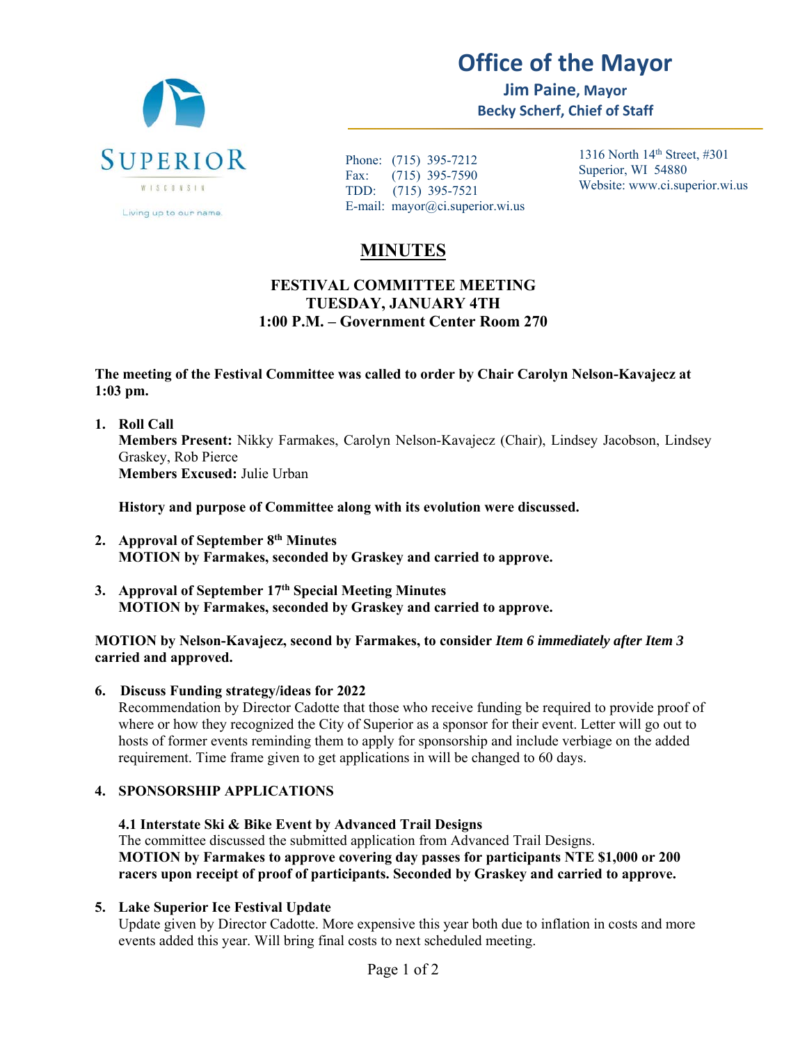# Office of the Mayor

**Jim Paine, Mayor**
**Becky Scherf, Chief of Staff**

SUPERIOR
WISCONSIN
Living up to our name.

Phone: (715) 395-7212
Fax: (715) 395-7590
TDD: (715) 395-7521
E-mail: mayor@ci.superior.wi.us

1316 North 14th Street, #301
Superior, WI 54880
Website: www.ci.superior.wi.us

## MINUTES

**FESTIVAL COMMITTEE MEETING**
**TUESDAY, JANUARY 4TH**
**1:00 P.M. – Government Center Room 270**

**The meeting of the Festival Committee was called to order by Chair Carolyn Nelson-Kavajecz at 1:03 pm.**

1. **Roll Call**
   **Members Present:** Nikky Farmakes, Carolyn Nelson-Kavajecz (Chair), Lindsey Jacobson, Lindsey Graskey, Rob Pierce
   **Members Excused:** Julie Urban

   **History and purpose of Committee along with its evolution were discussed.**

2. **Approval of September 8th Minutes**
   **MOTION by Farmakes, seconded by Graskey and carried to approve.**

3. **Approval of September 17th Special Meeting Minutes**
   **MOTION by Farmakes, seconded by Graskey and carried to approve.**

**MOTION by Nelson-Kavajecz, second by Farmakes, to consider *Item 6 immediately after Item 3* carried and approved.**

6. **Discuss Funding strategy/ideas for 2022**
   Recommendation by Director Cadotte that those who receive funding be required to provide proof of where or how they recognized the City of Superior as a sponsor for their event. Letter will go out to hosts of former events reminding them to apply for sponsorship and include verbiage on the added requirement. Time frame given to get applications in will be changed to 60 days.

4. **SPONSORSHIP APPLICATIONS**

   **4.1 Interstate Ski & Bike Event by Advanced Trail Designs**
   The committee discussed the submitted application from Advanced Trail Designs.
   **MOTION by Farmakes to approve covering day passes for participants NTE $1,000 or 200 racers upon receipt of proof of participants. Seconded by Graskey and carried to approve.**

5. **Lake Superior Ice Festival Update**
   Update given by Director Cadotte. More expensive this year both due to inflation in costs and more events added this year. Will bring final costs to next scheduled meeting.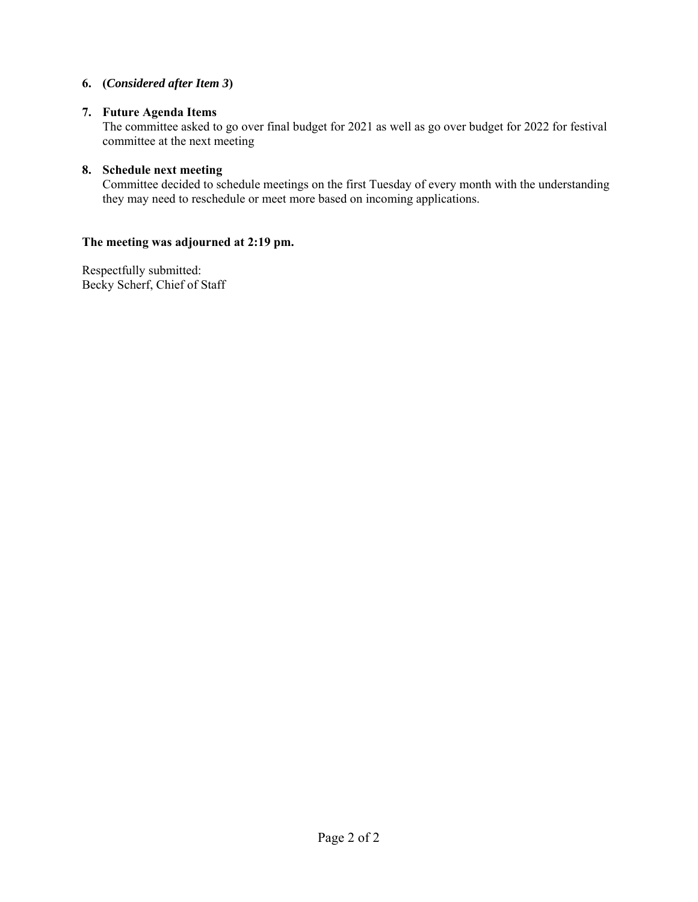**6. (*Considered after Item 3*)**

**7. Future Agenda Items**

The committee asked to go over final budget for 2021 as well as go over budget for 2022 for festival committee at the next meeting

**8. Schedule next meeting**

Committee decided to schedule meetings on the first Tuesday of every month with the understanding they may need to reschedule or meet more based on incoming applications.

**The meeting was adjourned at 2:19 pm.**

Respectfully submitted:
Becky Scherf, Chief of Staff